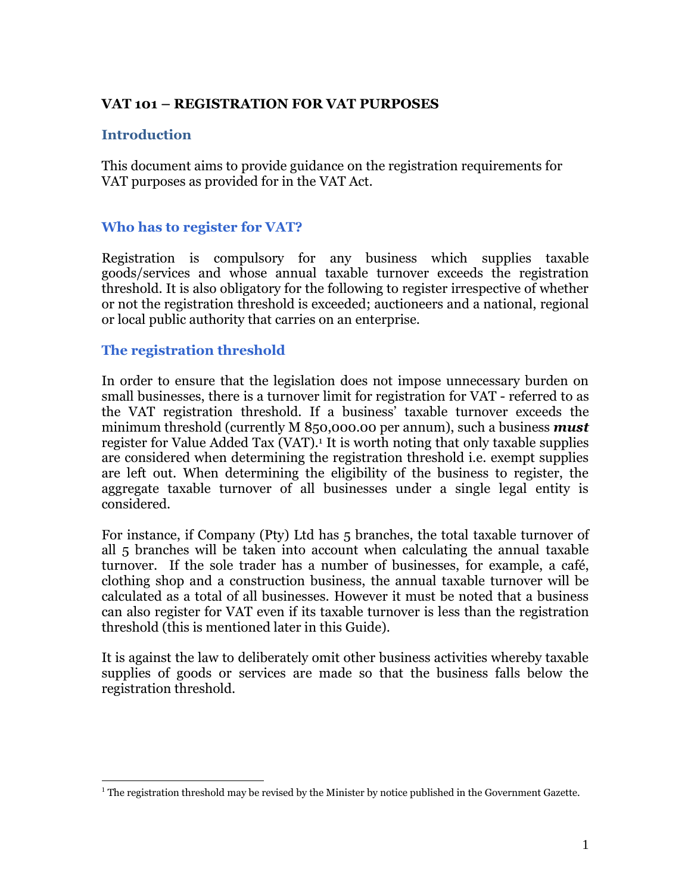# VAT 101 – REGISTRATION FOR VAT PURPOSES

## Introduction

This document aims to provide guidance on the registration requirements for VAT purposes as provided for in the VAT Act.

## Who has to register for VAT?

Registration is compulsory for any business which supplies taxable goods/services and whose annual taxable turnover exceeds the registration threshold. It is also obligatory for the following to register irrespective of whether or not the registration threshold is exceeded; auctioneers and a national, regional or local public authority that carries on an enterprise.

## The registration threshold

In order to ensure that the legislation does not impose unnecessary burden on small businesses, there is a turnover limit for registration for VAT - referred to as the VAT registration threshold. If a business' taxable turnover exceeds the minimum threshold (currently M 850,000.00 per annum), such a business ***must*** register for Value Added Tax (VAT).[1] It is worth noting that only taxable supplies are considered when determining the registration threshold i.e. exempt supplies are left out. When determining the eligibility of the business to register, the aggregate taxable turnover of all businesses under a single legal entity is considered.

For instance, if Company (Pty) Ltd has 5 branches, the total taxable turnover of all 5 branches will be taken into account when calculating the annual taxable turnover. If the sole trader has a number of businesses, for example, a café, clothing shop and a construction business, the annual taxable turnover will be calculated as a total of all businesses. However it must be noted that a business can also register for VAT even if its taxable turnover is less than the registration threshold (this is mentioned later in this Guide).

It is against the law to deliberately omit other business activities whereby taxable supplies of goods or services are made so that the business falls below the registration threshold.

---

[1] The registration threshold may be revised by the Minister by notice published in the Government Gazette.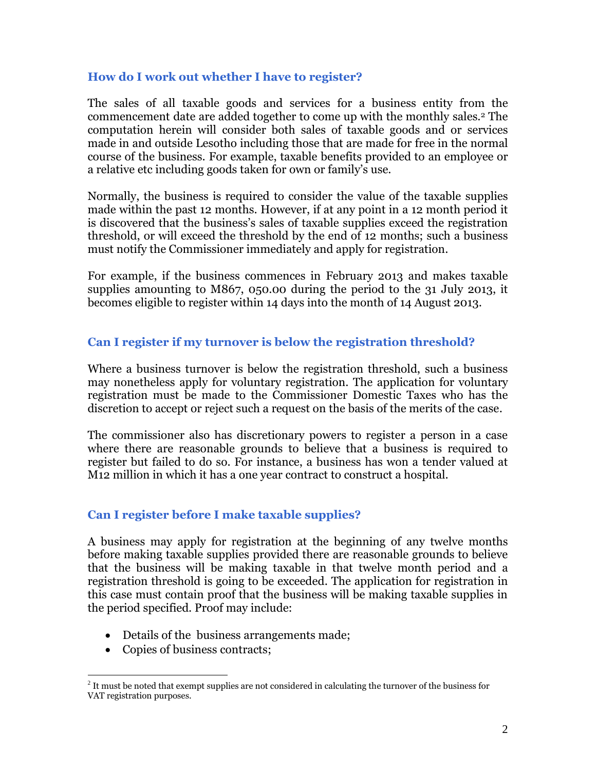### How do I work out whether I have to register?

The sales of all taxable goods and services for a business entity from the commencement date are added together to come up with the monthly sales.[2] The computation herein will consider both sales of taxable goods and or services made in and outside Lesotho including those that are made for free in the normal course of the business. For example, taxable benefits provided to an employee or a relative etc including goods taken for own or family's use.

Normally, the business is required to consider the value of the taxable supplies made within the past 12 months. However, if at any point in a 12 month period it is discovered that the business's sales of taxable supplies exceed the registration threshold, or will exceed the threshold by the end of 12 months; such a business must notify the Commissioner immediately and apply for registration.

For example, if the business commences in February 2013 and makes taxable supplies amounting to M867, 050.00 during the period to the 31 July 2013, it becomes eligible to register within 14 days into the month of 14 August 2013.

### Can I register if my turnover is below the registration threshold?

Where a business turnover is below the registration threshold, such a business may nonetheless apply for voluntary registration. The application for voluntary registration must be made to the Commissioner Domestic Taxes who has the discretion to accept or reject such a request on the basis of the merits of the case.

The commissioner also has discretionary powers to register a person in a case where there are reasonable grounds to believe that a business is required to register but failed to do so. For instance, a business has won a tender valued at M12 million in which it has a one year contract to construct a hospital.

### Can I register before I make taxable supplies?

A business may apply for registration at the beginning of any twelve months before making taxable supplies provided there are reasonable grounds to believe that the business will be making taxable in that twelve month period and a registration threshold is going to be exceeded. The application for registration in this case must contain proof that the business will be making taxable supplies in the period specified. Proof may include:

- Details of the business arrangements made;
- Copies of business contracts;

---

[2] It must be noted that exempt supplies are not considered in calculating the turnover of the business for VAT registration purposes.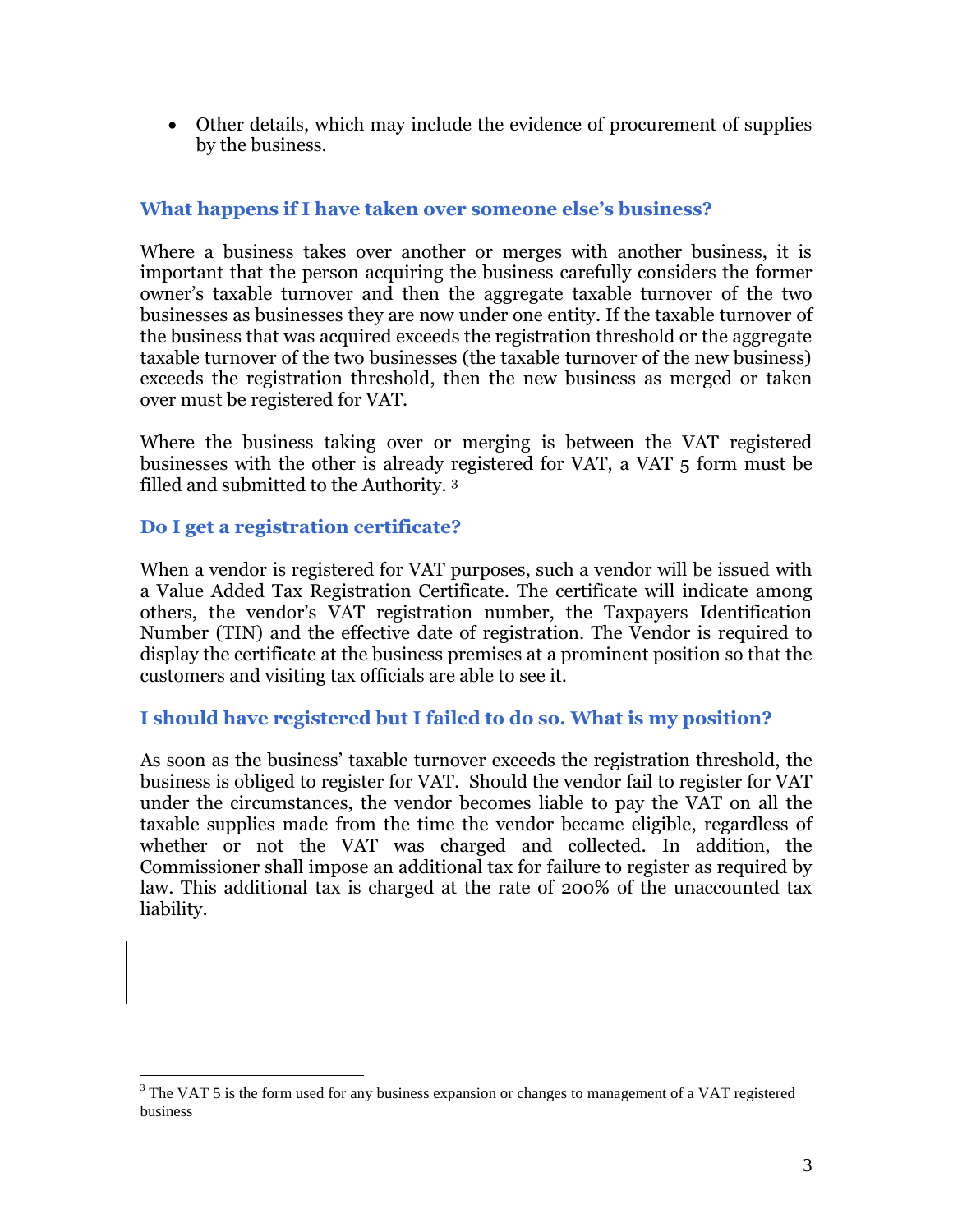- Other details, which may include the evidence of procurement of supplies by the business.

## What happens if I have taken over someone else's business?

Where a business takes over another or merges with another business, it is important that the person acquiring the business carefully considers the former owner's taxable turnover and then the aggregate taxable turnover of the two businesses as businesses they are now under one entity. If the taxable turnover of the business that was acquired exceeds the registration threshold or the aggregate taxable turnover of the two businesses (the taxable turnover of the new business) exceeds the registration threshold, then the new business as merged or taken over must be registered for VAT.

Where the business taking over or merging is between the VAT registered businesses with the other is already registered for VAT, a VAT 5 form must be filled and submitted to the Authority. [3]

## Do I get a registration certificate?

When a vendor is registered for VAT purposes, such a vendor will be issued with a Value Added Tax Registration Certificate. The certificate will indicate among others, the vendor's VAT registration number, the Taxpayers Identification Number (TIN) and the effective date of registration. The Vendor is required to display the certificate at the business premises at a prominent position so that the customers and visiting tax officials are able to see it.

## I should have registered but I failed to do so. What is my position?

As soon as the business' taxable turnover exceeds the registration threshold, the business is obliged to register for VAT. Should the vendor fail to register for VAT under the circumstances, the vendor becomes liable to pay the VAT on all the taxable supplies made from the time the vendor became eligible, regardless of whether or not the VAT was charged and collected. In addition, the Commissioner shall impose an additional tax for failure to register as required by law. This additional tax is charged at the rate of 200% of the unaccounted tax liability.

---

[3] The VAT 5 is the form used for any business expansion or changes to management of a VAT registered business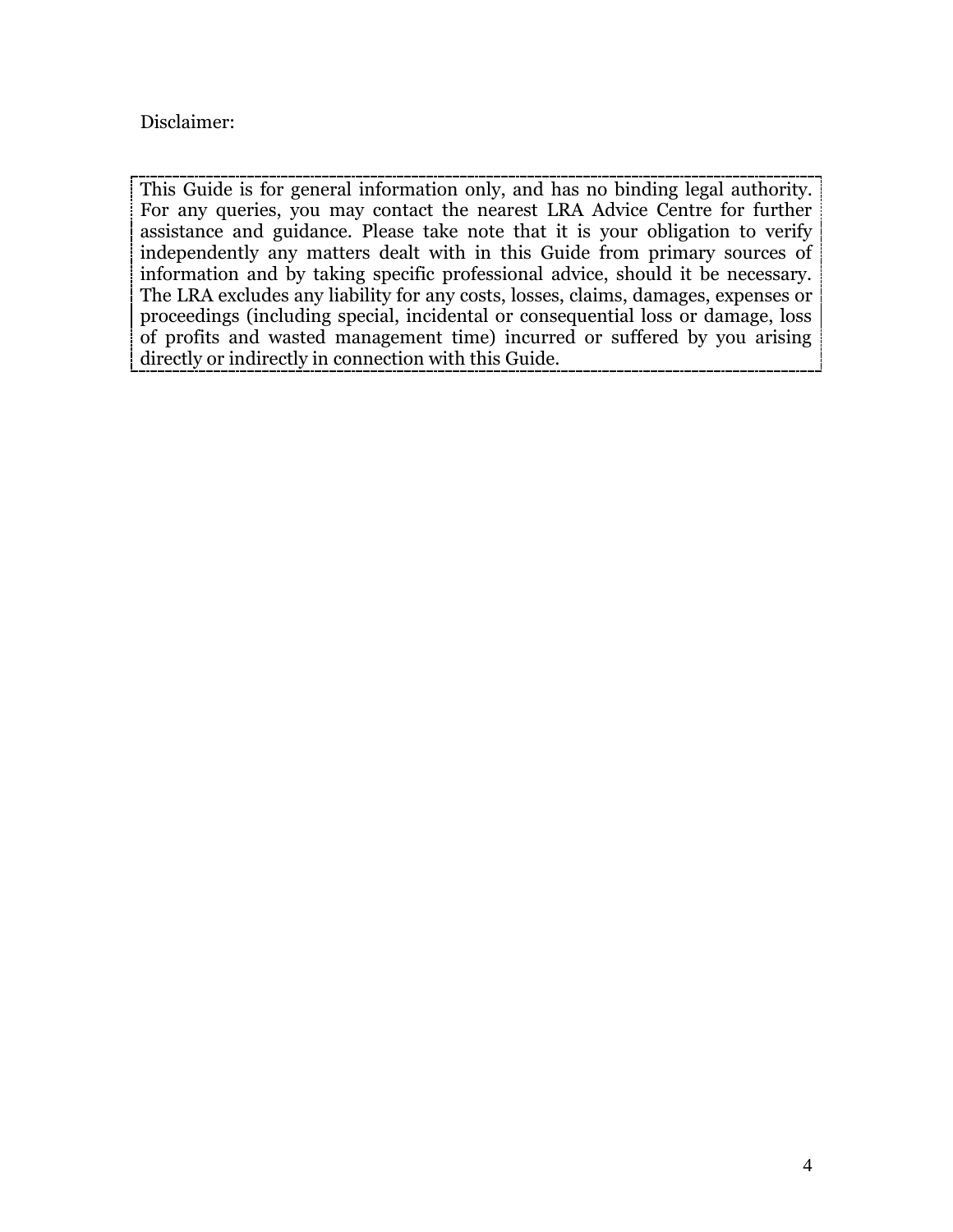Disclaimer:

This Guide is for general information only, and has no binding legal authority. For any queries, you may contact the nearest LRA Advice Centre for further assistance and guidance. Please take note that it is your obligation to verify independently any matters dealt with in this Guide from primary sources of information and by taking specific professional advice, should it be necessary. The LRA excludes any liability for any costs, losses, claims, damages, expenses or proceedings (including special, incidental or consequential loss or damage, loss of profits and wasted management time) incurred or suffered by you arising directly or indirectly in connection with this Guide.